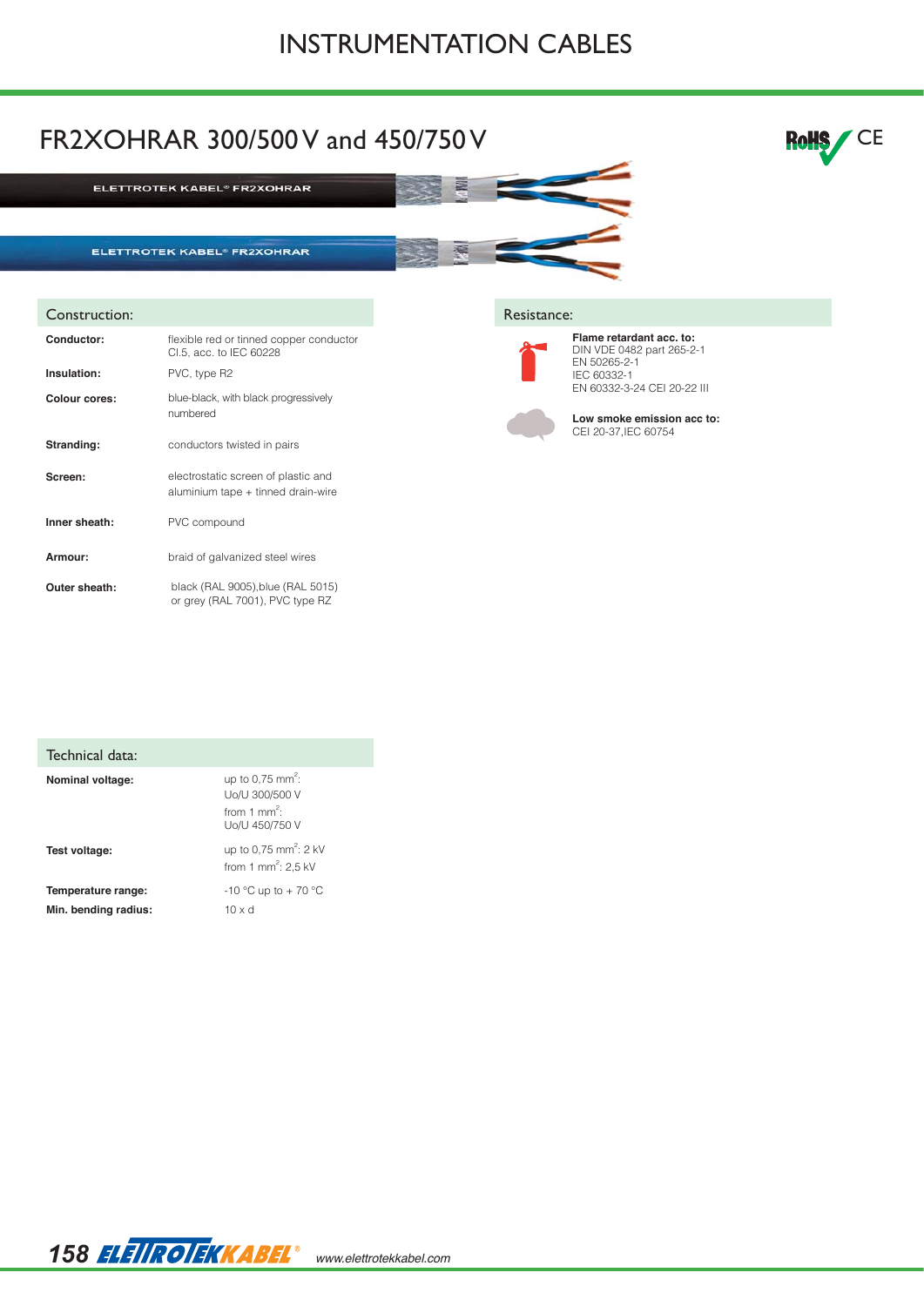# INSTRUMENTATION CABLES

## FR2XOHRAR 300/500 V and 450/750 V

ELETTROTEK KABEL® FR2XOHRAR

ELETTROTEK KABEL® FR2XOHRAR

### Construction:

| | |
|---|---|
| **Conductor:** | flexible red or tinned copper conductor Cl.5, acc. to IEC 60228 |
| **Insulation:** | PVC, type R2 |
| **Colour cores:** | blue-black, with black progressively numbered |
| **Stranding:** | conductors twisted in pairs |
| **Screen:** | electrostatic screen of plastic and aluminium tape + tinned drain-wire |
| **Inner sheath:** | PVC compound |
| **Armour:** | braid of galvanized steel wires |
| **Outer sheath:** | black (RAL 9005), blue (RAL 5015) or grey (RAL 7001), PVC type RZ |

### Resistance:

**Flame retardant acc. to:**
DIN VDE 0482 part 265-2-1
EN 50265-2-1
IEC 60332-1
EN 60332-3-24 CEI 20-22 III

**Low smoke emission acc to:**
CEI 20-37, IEC 60754

### Technical data:

| | |
|---|---|
| **Nominal voltage:** | up to 0,75 $mm^2$: Uo/U 300/500 V<br>from 1 $mm^2$: Uo/U 450/750 V |
| **Test voltage:** | up to 0,75 $mm^2$: 2 kV<br>from 1 $mm^2$: 2,5 kV |
| **Temperature range:** | -10 °C up to + 70 °C |
| **Min. bending radius:** | 10 x d |

ELETTROTEKKABEL® www.elettrotekkabel.com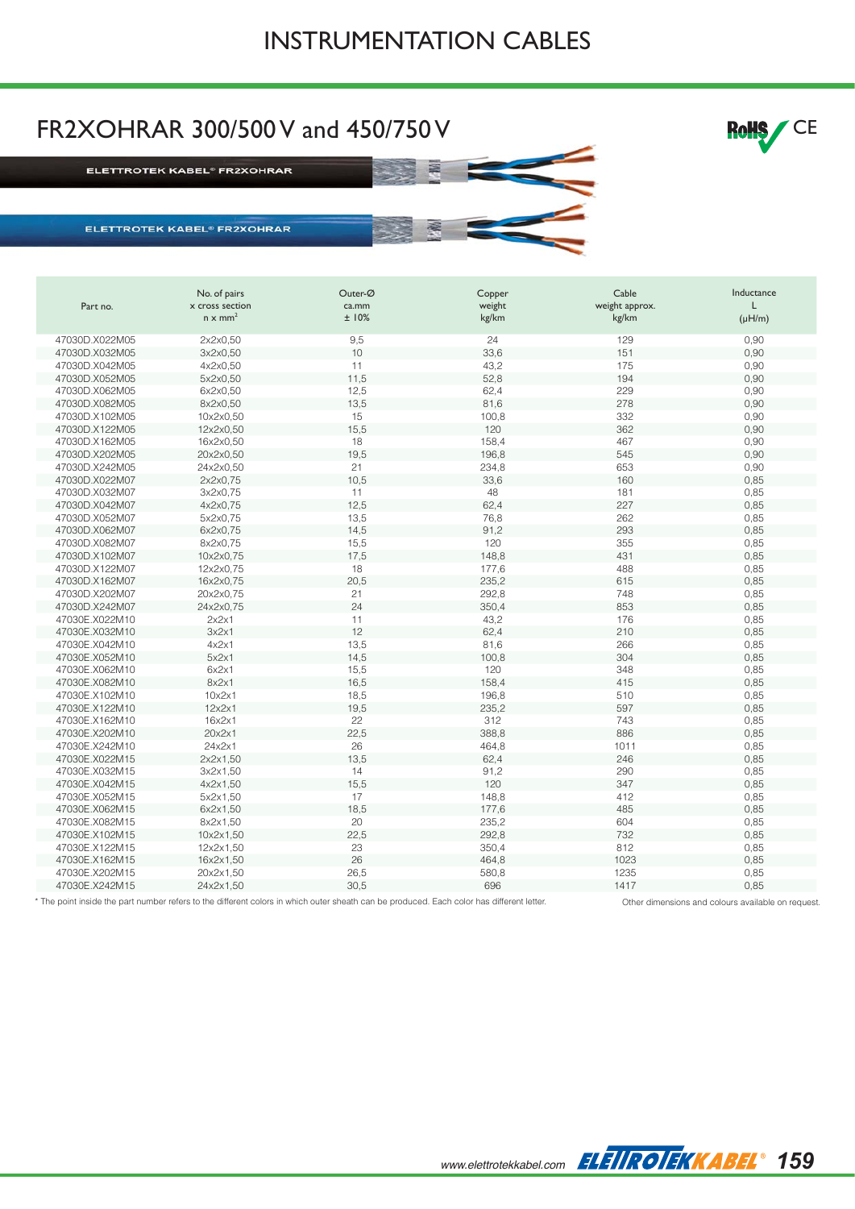# INSTRUCTIONS CABLES

## FR2XOHRAR 300/500 V and 450/750 V

RoHS CE

ELETTROTEK KABEL® FR2XOHRAR

ELETTROTEK KABEL® FR2XOHRAR

| Part no. | No. of pairs x cross section n x mm² | Outer-Ø ca.mm ± 10% | Copper weight kg/km | Cable weight approx. kg/km | Inductance L (µH/m) |
|---|---|---|---|---|---|
| 47030D.X022M05 | 2x2x0,50 | 9,5 | 24 | 129 | 0,90 |
| 47030D.X032M05 | 3x2x0,50 | 10 | 33,6 | 151 | 0,90 |
| 47030D.X042M05 | 4x2x0,50 | 11 | 43,2 | 175 | 0,90 |
| 47030D.X052M05 | 5x2x0,50 | 11,5 | 52,8 | 194 | 0,90 |
| 47030D.X062M05 | 6x2x0,50 | 12,5 | 62,4 | 229 | 0,90 |
| 47030D.X082M05 | 8x2x0,50 | 13,5 | 81,6 | 278 | 0,90 |
| 47030D.X102M05 | 10x2x0,50 | 15 | 100,8 | 332 | 0,90 |
| 47030D.X122M05 | 12x2x0,50 | 15,5 | 120 | 362 | 0,90 |
| 47030D.X162M05 | 16x2x0,50 | 18 | 158,4 | 467 | 0,90 |
| 47030D.X202M05 | 20x2x0,50 | 19,5 | 196,8 | 545 | 0,90 |
| 47030D.X242M05 | 24x2x0,50 | 21 | 234,8 | 653 | 0,90 |
| 47030D.X022M07 | 2x2x0,75 | 10,5 | 33,6 | 160 | 0,85 |
| 47030D.X032M07 | 3x2x0,75 | 11 | 48 | 181 | 0,85 |
| 47030D.X042M07 | 4x2x0,75 | 12,5 | 62,4 | 227 | 0,85 |
| 47030D.X052M07 | 5x2x0,75 | 13,5 | 76,8 | 262 | 0,85 |
| 47030D.X062M07 | 6x2x0,75 | 14,5 | 91,2 | 293 | 0,85 |
| 47030D.X082M07 | 8x2x0,75 | 15,5 | 120 | 355 | 0,85 |
| 47030D.X102M07 | 10x2x0,75 | 17,5 | 148,8 | 431 | 0,85 |
| 47030D.X122M07 | 12x2x0,75 | 18 | 177,6 | 488 | 0,85 |
| 47030D.X162M07 | 16x2x0,75 | 20,5 | 235,2 | 615 | 0,85 |
| 47030D.X202M07 | 20x2x0,75 | 21 | 292,8 | 748 | 0,85 |
| 47030D.X242M07 | 24x2x0,75 | 24 | 350,4 | 853 | 0,85 |
| 47030E.X022M10 | 2x2x1 | 11 | 43,2 | 176 | 0,85 |
| 47030E.X032M10 | 3x2x1 | 12 | 62,4 | 210 | 0,85 |
| 47030E.X042M10 | 4x2x1 | 13,5 | 81,6 | 266 | 0,85 |
| 47030E.X052M10 | 5x2x1 | 14,5 | 100,8 | 304 | 0,85 |
| 47030E.X062M10 | 6x2x1 | 15,5 | 120 | 348 | 0,85 |
| 47030E.X082M10 | 8x2x1 | 16,5 | 158,4 | 415 | 0,85 |
| 47030E.X102M10 | 10x2x1 | 18,5 | 196,8 | 510 | 0,85 |
| 47030E.X122M10 | 12x2x1 | 19,5 | 235,2 | 597 | 0,85 |
| 47030E.X162M10 | 16x2x1 | 22 | 312 | 743 | 0,85 |
| 47030E.X202M10 | 20x2x1 | 22,5 | 388,8 | 886 | 0,85 |
| 47030E.X242M10 | 24x2x1 | 26 | 464,8 | 1011 | 0,85 |
| 47030E.X022M15 | 2x2x1,50 | 13,5 | 62,4 | 246 | 0,85 |
| 47030E.X032M15 | 3x2x1,50 | 14 | 91,2 | 290 | 0,85 |
| 47030E.X042M15 | 4x2x1,50 | 15,5 | 120 | 347 | 0,85 |
| 47030E.X052M15 | 5x2x1,50 | 17 | 148,8 | 412 | 0,85 |
| 47030E.X062M15 | 6x2x1,50 | 18,5 | 177,6 | 485 | 0,85 |
| 47030E.X082M15 | 8x2x1,50 | 20 | 235,2 | 604 | 0,85 |
| 47030E.X102M15 | 10x2x1,50 | 22,5 | 292,8 | 732 | 0,85 |
| 47030E.X122M15 | 12x2x1,50 | 23 | 350,4 | 812 | 0,85 |
| 47030E.X162M15 | 16x2x1,50 | 26 | 464,8 | 1023 | 0,85 |
| 47030E.X202M15 | 20x2x1,50 | 26,5 | 580,8 | 1235 | 0,85 |
| 47030E.X242M15 | 24x2x1,50 | 30,5 | 696 | 1417 | 0,85 |

* The point inside the part number refers to the different colors in which outer sheath can be produced. Each color has different letter.

Other dimensions and colours available on request.

www.elettrotekkabel.com ELETTROTEKKABEL®